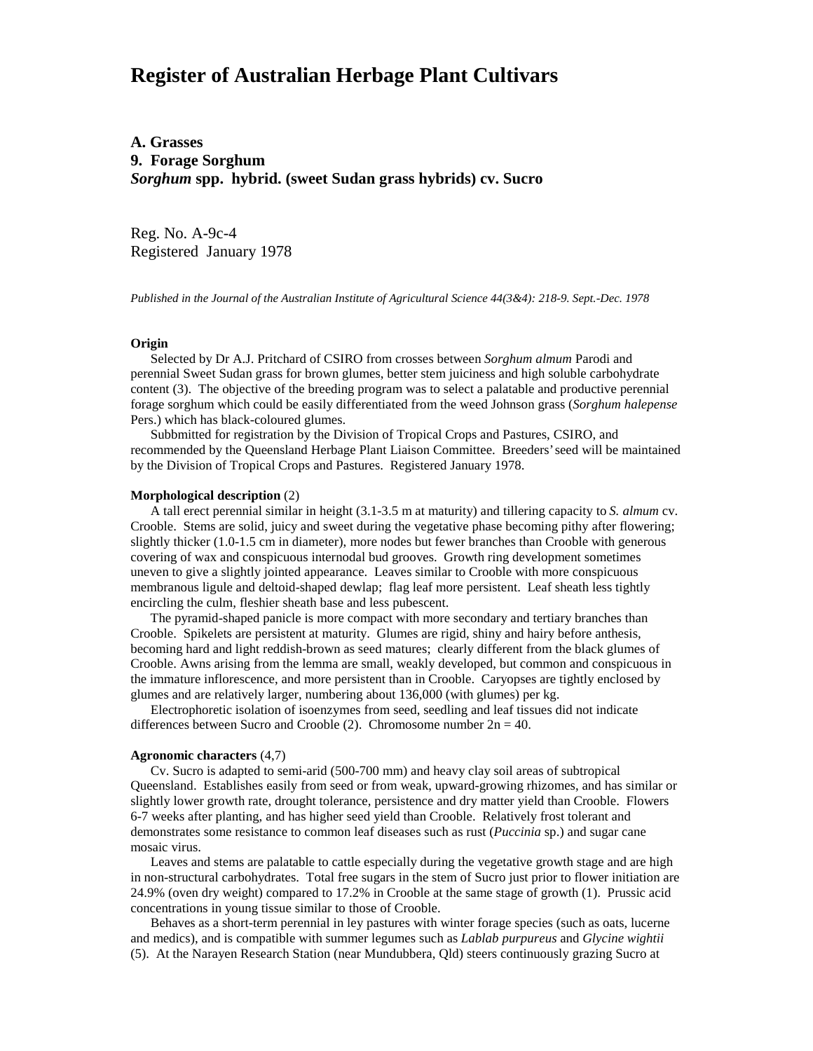# Register of Australian Herbage Plant Cultivars

**A. Grasses**
**9. Forage Sorghum**
***Sorghum* spp. hybrid. (sweet Sudan grass hybrids) cv. Sucro**

Reg. No. A-9c-4
Registered January 1978

*Published in the Journal of the Australian Institute of Agricultural Science 44(3&4): 218-9. Sept.-Dec. 1978*

**Origin**

Selected by Dr A.J. Pritchard of CSIRO from crosses between *Sorghum almum* Parodi and perennial Sweet Sudan grass for brown glumes, better stem juiciness and high soluble carbohydrate content (3). The objective of the breeding program was to select a palatable and productive perennial forage sorghum which could be easily differentiated from the weed Johnson grass (*Sorghum halepense* Pers.) which has black-coloured glumes.

Subbmitted for registration by the Division of Tropical Crops and Pastures, CSIRO, and recommended by the Queensland Herbage Plant Liaison Committee. Breeders' seed will be maintained by the Division of Tropical Crops and Pastures. Registered January 1978.

**Morphological description** (2)

A tall erect perennial similar in height (3.1-3.5 m at maturity) and tillering capacity to *S. almum* cv. Crooble. Stems are solid, juicy and sweet during the vegetative phase becoming pithy after flowering; slightly thicker (1.0-1.5 cm in diameter), more nodes but fewer branches than Crooble with generous covering of wax and conspicuous internodal bud grooves. Growth ring development sometimes uneven to give a slightly jointed appearance. Leaves similar to Crooble with more conspicuous membranous ligule and deltoid-shaped dewlap; flag leaf more persistent. Leaf sheath less tightly encircling the culm, fleshier sheath base and less pubescent.

The pyramid-shaped panicle is more compact with more secondary and tertiary branches than Crooble. Spikelets are persistent at maturity. Glumes are rigid, shiny and hairy before anthesis, becoming hard and light reddish-brown as seed matures; clearly different from the black glumes of Crooble. Awns arising from the lemma are small, weakly developed, but common and conspicuous in the immature inflorescence, and more persistent than in Crooble. Caryopses are tightly enclosed by glumes and are relatively larger, numbering about 136,000 (with glumes) per kg.

Electrophoretic isolation of isoenzymes from seed, seedling and leaf tissues did not indicate differences between Sucro and Crooble (2). Chromosome number 2n = 40.

**Agronomic characters** (4,7)

Cv. Sucro is adapted to semi-arid (500-700 mm) and heavy clay soil areas of subtropical Queensland. Establishes easily from seed or from weak, upward-growing rhizomes, and has similar or slightly lower growth rate, drought tolerance, persistence and dry matter yield than Crooble. Flowers 6-7 weeks after planting, and has higher seed yield than Crooble. Relatively frost tolerant and demonstrates some resistance to common leaf diseases such as rust (*Puccinia* sp.) and sugar cane mosaic virus.

Leaves and stems are palatable to cattle especially during the vegetative growth stage and are high in non-structural carbohydrates. Total free sugars in the stem of Sucro just prior to flower initiation are 24.9% (oven dry weight) compared to 17.2% in Crooble at the same stage of growth (1). Prussic acid concentrations in young tissue similar to those of Crooble.

Behaves as a short-term perennial in ley pastures with winter forage species (such as oats, lucerne and medics), and is compatible with summer legumes such as *Lablab purpureus* and *Glycine wightii* (5). At the Narayen Research Station (near Mundubbera, Qld) steers continuously grazing Sucro at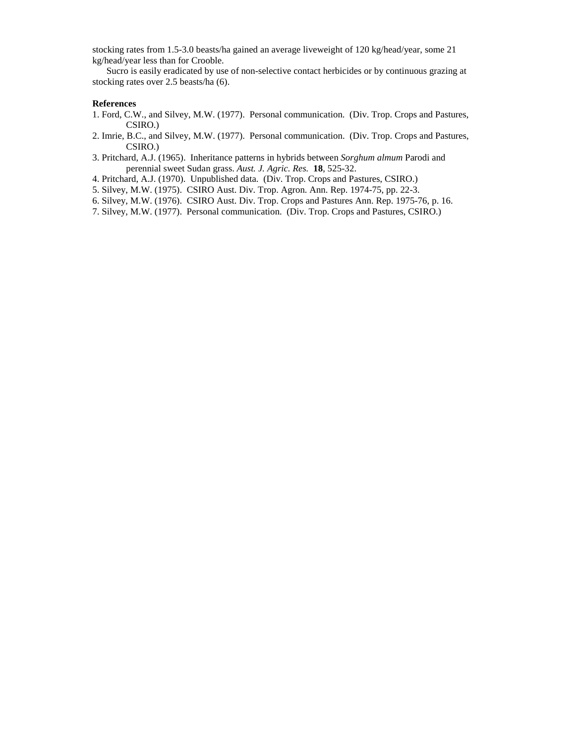stocking rates from 1.5-3.0 beasts/ha gained an average liveweight of 120 kg/head/year, some 21 kg/head/year less than for Crooble.

Sucro is easily eradicated by use of non-selective contact herbicides or by continuous grazing at stocking rates over 2.5 beasts/ha (6).

**References**

1. Ford, C.W., and Silvey, M.W. (1977). Personal communication. (Div. Trop. Crops and Pastures, CSIRO.)
2. Imrie, B.C., and Silvey, M.W. (1977). Personal communication. (Div. Trop. Crops and Pastures, CSIRO.)
3. Pritchard, A.J. (1965). Inheritance patterns in hybrids between *Sorghum almum* Parodi and perennial sweet Sudan grass. *Aust. J. Agric. Res.* **18**, 525-32.
4. Pritchard, A.J. (1970). Unpublished data. (Div. Trop. Crops and Pastures, CSIRO.)
5. Silvey, M.W. (1975). CSIRO Aust. Div. Trop. Agron. Ann. Rep. 1974-75, pp. 22-3.
6. Silvey, M.W. (1976). CSIRO Aust. Div. Trop. Crops and Pastures Ann. Rep. 1975-76, p. 16.
7. Silvey, M.W. (1977). Personal communication. (Div. Trop. Crops and Pastures, CSIRO.)